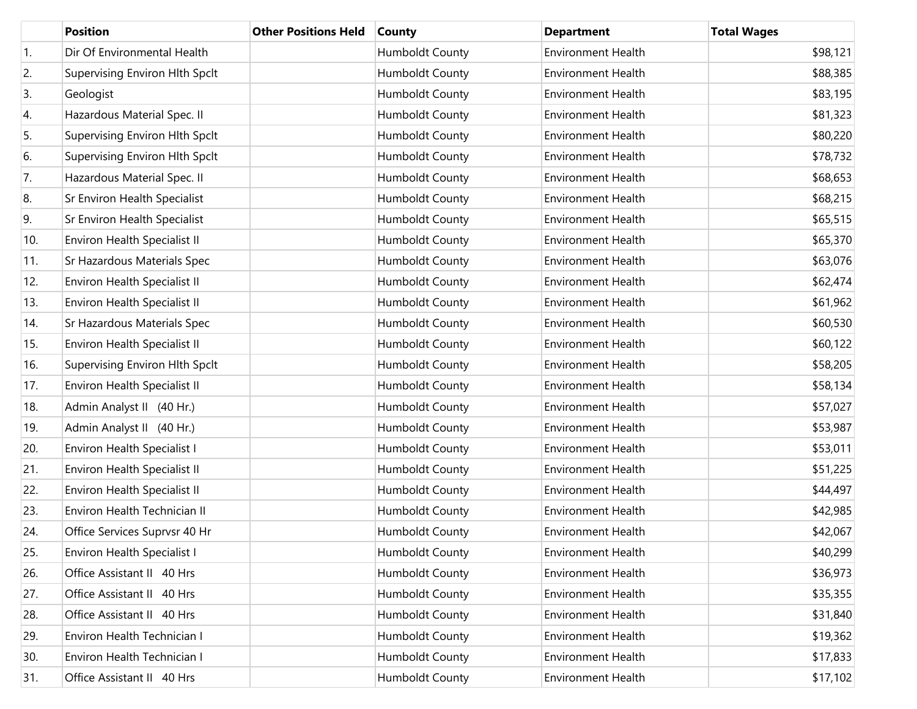|  | Position | Other Positions Held | County | Department | Total Wages |
| --- | --- | --- | --- | --- | --- |
| 1. | Dir Of Environmental Health |  | Humboldt County | Environment Health | $98,121 |
| 2. | Supervising Environ Hlth Spclt |  | Humboldt County | Environment Health | $88,385 |
| 3. | Geologist |  | Humboldt County | Environment Health | $83,195 |
| 4. | Hazardous Material Spec. II |  | Humboldt County | Environment Health | $81,323 |
| 5. | Supervising Environ Hlth Spclt |  | Humboldt County | Environment Health | $80,220 |
| 6. | Supervising Environ Hlth Spclt |  | Humboldt County | Environment Health | $78,732 |
| 7. | Hazardous Material Spec. II |  | Humboldt County | Environment Health | $68,653 |
| 8. | Sr Environ Health Specialist |  | Humboldt County | Environment Health | $68,215 |
| 9. | Sr Environ Health Specialist |  | Humboldt County | Environment Health | $65,515 |
| 10. | Environ Health Specialist II |  | Humboldt County | Environment Health | $65,370 |
| 11. | Sr Hazardous Materials Spec |  | Humboldt County | Environment Health | $63,076 |
| 12. | Environ Health Specialist II |  | Humboldt County | Environment Health | $62,474 |
| 13. | Environ Health Specialist II |  | Humboldt County | Environment Health | $61,962 |
| 14. | Sr Hazardous Materials Spec |  | Humboldt County | Environment Health | $60,530 |
| 15. | Environ Health Specialist II |  | Humboldt County | Environment Health | $60,122 |
| 16. | Supervising Environ Hlth Spclt |  | Humboldt County | Environment Health | $58,205 |
| 17. | Environ Health Specialist II |  | Humboldt County | Environment Health | $58,134 |
| 18. | Admin Analyst II (40 Hr.) |  | Humboldt County | Environment Health | $57,027 |
| 19. | Admin Analyst II (40 Hr.) |  | Humboldt County | Environment Health | $53,987 |
| 20. | Environ Health Specialist I |  | Humboldt County | Environment Health | $53,011 |
| 21. | Environ Health Specialist II |  | Humboldt County | Environment Health | $51,225 |
| 22. | Environ Health Specialist II |  | Humboldt County | Environment Health | $44,497 |
| 23. | Environ Health Technician II |  | Humboldt County | Environment Health | $42,985 |
| 24. | Office Services Suprvsr 40 Hr |  | Humboldt County | Environment Health | $42,067 |
| 25. | Environ Health Specialist I |  | Humboldt County | Environment Health | $40,299 |
| 26. | Office Assistant II 40 Hrs |  | Humboldt County | Environment Health | $36,973 |
| 27. | Office Assistant II 40 Hrs |  | Humboldt County | Environment Health | $35,355 |
| 28. | Office Assistant II 40 Hrs |  | Humboldt County | Environment Health | $31,840 |
| 29. | Environ Health Technician I |  | Humboldt County | Environment Health | $19,362 |
| 30. | Environ Health Technician I |  | Humboldt County | Environment Health | $17,833 |
| 31. | Office Assistant II 40 Hrs |  | Humboldt County | Environment Health | $17,102 |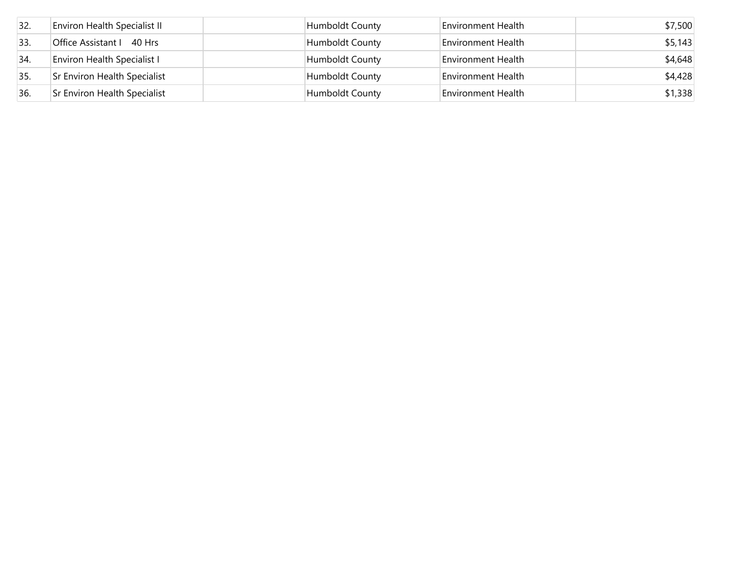| | | | | | |
|---|---|---|---|---|---|
| 32. | Environ Health Specialist II | | Humboldt County | Environment Health | $7,500 |
| 33. | Office Assistant I    40 Hrs | | Humboldt County | Environment Health | $5,143 |
| 34. | Environ Health Specialist I | | Humboldt County | Environment Health | $4,648 |
| 35. | Sr Environ Health Specialist | | Humboldt County | Environment Health | $4,428 |
| 36. | Sr Environ Health Specialist | | Humboldt County | Environment Health | $1,338 |